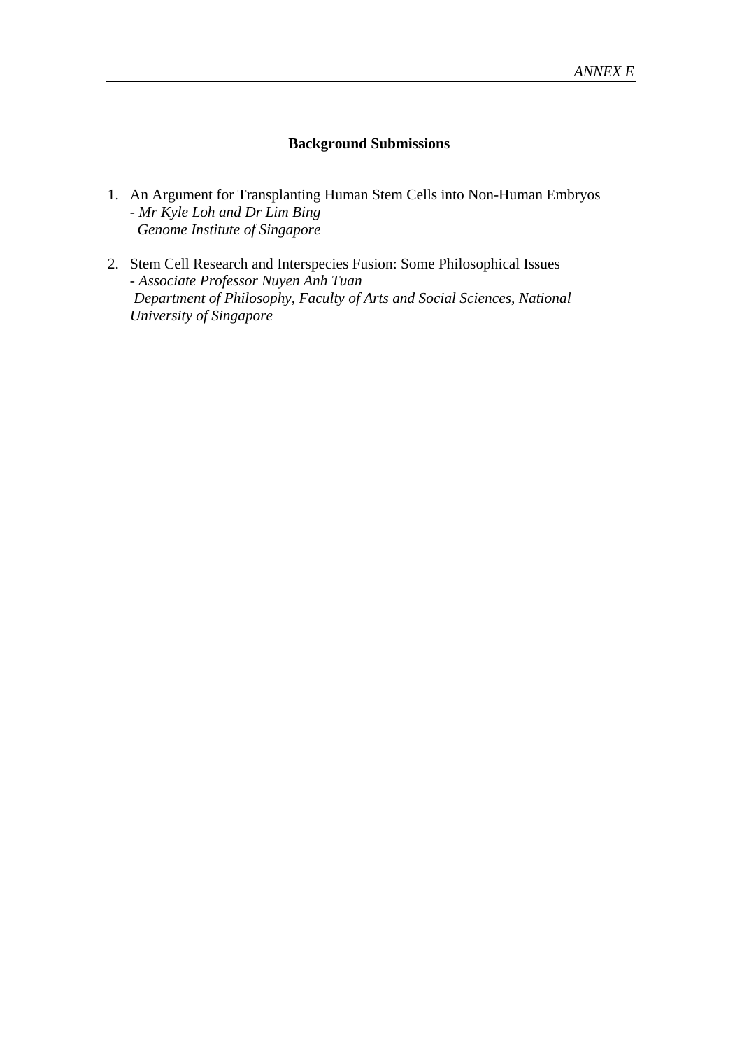*ANNEX E*

## Background Submissions

1. An Argument for Transplanting Human Stem Cells into Non-Human Embryos
   - *Mr Kyle Loh and Dr Lim Bing*
   *Genome Institute of Singapore*

2. Stem Cell Research and Interspecies Fusion: Some Philosophical Issues
   - *Associate Professor Nuyen Anh Tuan*
   *Department of Philosophy, Faculty of Arts and Social Sciences, National University of Singapore*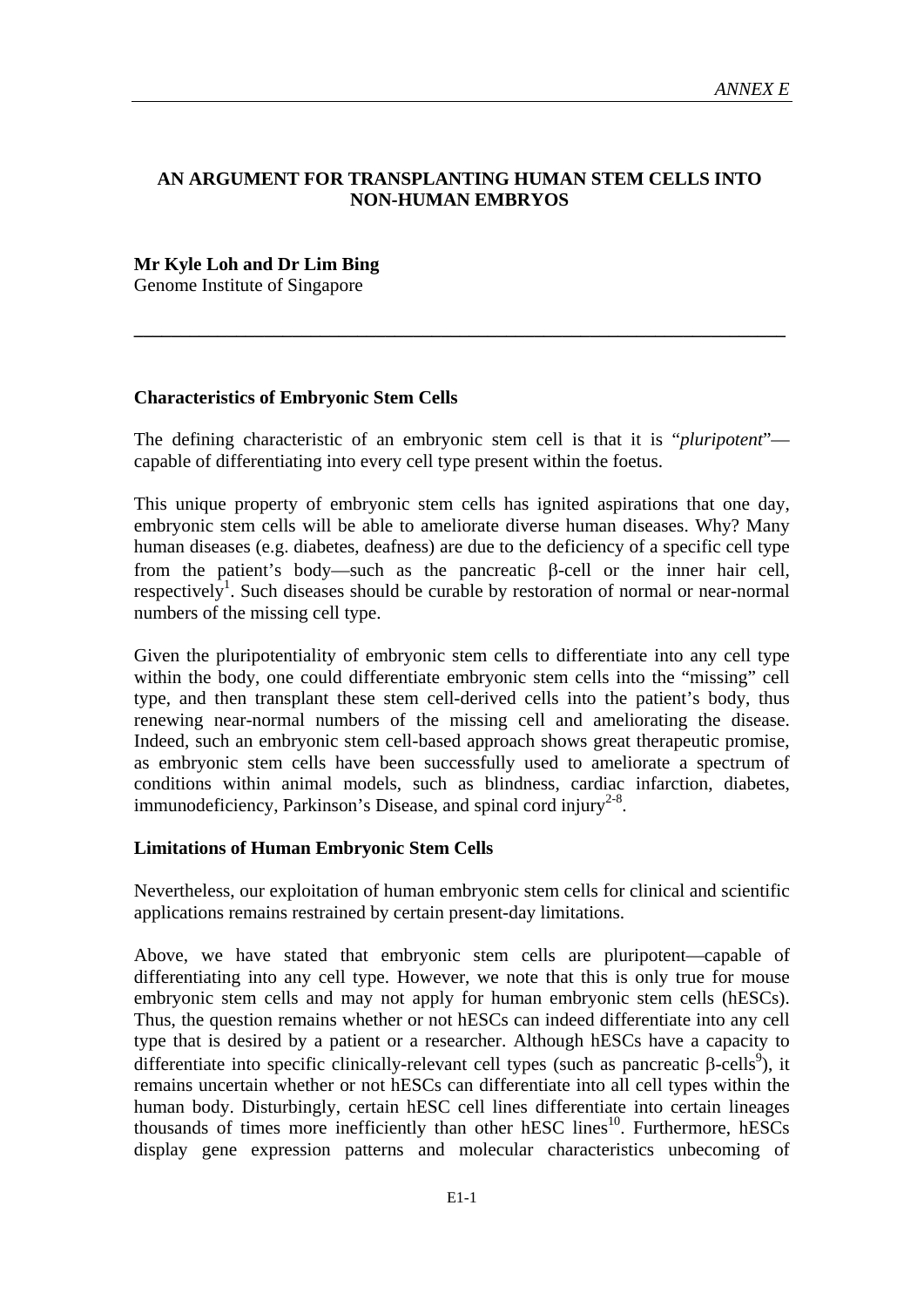# AN ARGUMENT FOR TRANSPLANTING HUMAN STEM CELLS INTO NON-HUMAN EMBRYOS

**Mr Kyle Loh and Dr Lim Bing**
Genome Institute of Singapore

---

### Characteristics of Embryonic Stem Cells

The defining characteristic of an embryonic stem cell is that it is "*pluripotent*"—capable of differentiating into every cell type present within the foetus.

This unique property of embryonic stem cells has ignited aspirations that one day, embryonic stem cells will be able to ameliorate diverse human diseases. Why? Many human diseases (e.g. diabetes, deafness) are due to the deficiency of a specific cell type from the patient's body—such as the pancreatic β-cell or the inner hair cell, respectively[1]. Such diseases should be curable by restoration of normal or near-normal numbers of the missing cell type.

Given the pluripotentiality of embryonic stem cells to differentiate into any cell type within the body, one could differentiate embryonic stem cells into the "missing" cell type, and then transplant these stem cell-derived cells into the patient's body, thus renewing near-normal numbers of the missing cell and ameliorating the disease. Indeed, such an embryonic stem cell-based approach shows great therapeutic promise, as embryonic stem cells have been successfully used to ameliorate a spectrum of conditions within animal models, such as blindness, cardiac infarction, diabetes, immunodeficiency, Parkinson's Disease, and spinal cord injury[2-8].

### Limitations of Human Embryonic Stem Cells

Nevertheless, our exploitation of human embryonic stem cells for clinical and scientific applications remains restrained by certain present-day limitations.

Above, we have stated that embryonic stem cells are pluripotent—capable of differentiating into any cell type. However, we note that this is only true for mouse embryonic stem cells and may not apply for human embryonic stem cells (hESCs). Thus, the question remains whether or not hESCs can indeed differentiate into any cell type that is desired by a patient or a researcher. Although hESCs have a capacity to differentiate into specific clinically-relevant cell types (such as pancreatic β-cells[9]), it remains uncertain whether or not hESCs can differentiate into all cell types within the human body. Disturbingly, certain hESC cell lines differentiate into certain lineages thousands of times more inefficiently than other hESC lines[10]. Furthermore, hESCs display gene expression patterns and molecular characteristics unbecoming of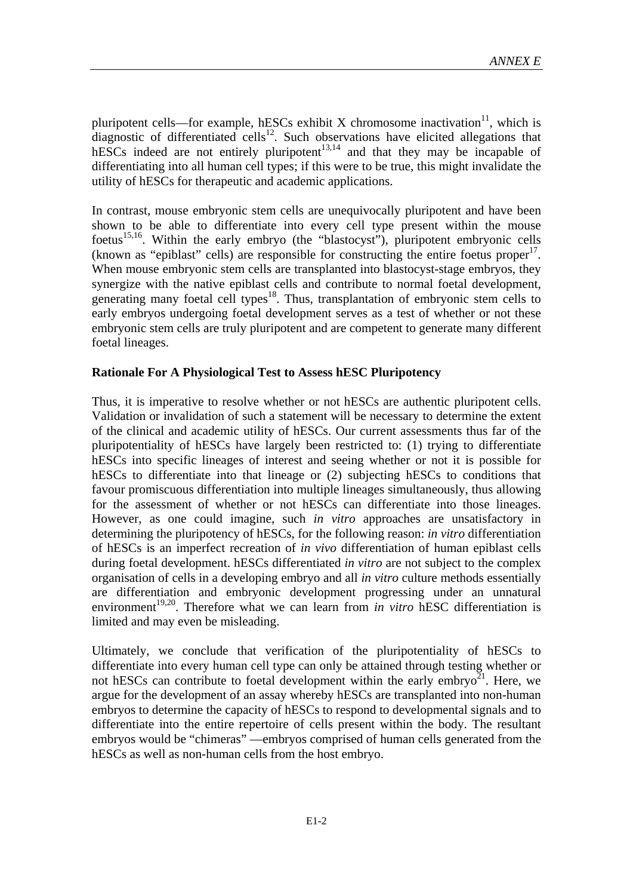pluripotent cells—for example, hESCs exhibit X chromosome inactivation[11], which is diagnostic of differentiated cells[12]. Such observations have elicited allegations that hESCs indeed are not entirely pluripotent[13,14] and that they may be incapable of differentiating into all human cell types; if this were to be true, this might invalidate the utility of hESCs for therapeutic and academic applications.

In contrast, mouse embryonic stem cells are unequivocally pluripotent and have been shown to be able to differentiate into every cell type present within the mouse foetus[15,16]. Within the early embryo (the "blastocyst"), pluripotent embryonic cells (known as "epiblast" cells) are responsible for constructing the entire foetus proper[17]. When mouse embryonic stem cells are transplanted into blastocyst-stage embryos, they synergize with the native epiblast cells and contribute to normal foetal development, generating many foetal cell types[18]. Thus, transplantation of embryonic stem cells to early embryos undergoing foetal development serves as a test of whether or not these embryonic stem cells are truly pluripotent and are competent to generate many different foetal lineages.

**Rationale For A Physiological Test to Assess hESC Pluripotency**

Thus, it is imperative to resolve whether or not hESCs are authentic pluripotent cells. Validation or invalidation of such a statement will be necessary to determine the extent of the clinical and academic utility of hESCs. Our current assessments thus far of the pluripotentiality of hESCs have largely been restricted to: (1) trying to differentiate hESCs into specific lineages of interest and seeing whether or not it is possible for hESCs to differentiate into that lineage or (2) subjecting hESCs to conditions that favour promiscuous differentiation into multiple lineages simultaneously, thus allowing for the assessment of whether or not hESCs can differentiate into those lineages. However, as one could imagine, such *in vitro* approaches are unsatisfactory in determining the pluripotency of hESCs, for the following reason: *in vitro* differentiation of hESCs is an imperfect recreation of *in vivo* differentiation of human epiblast cells during foetal development. hESCs differentiated *in vitro* are not subject to the complex organisation of cells in a developing embryo and all *in vitro* culture methods essentially are differentiation and embryonic development progressing under an unnatural environment[19,20]. Therefore what we can learn from *in vitro* hESC differentiation is limited and may even be misleading.

Ultimately, we conclude that verification of the pluripotentiality of hESCs to differentiate into every human cell type can only be attained through testing whether or not hESCs can contribute to foetal development within the early embryo[21]. Here, we argue for the development of an assay whereby hESCs are transplanted into non-human embryos to determine the capacity of hESCs to respond to developmental signals and to differentiate into the entire repertoire of cells present within the body. The resultant embryos would be "chimeras" —embryos comprised of human cells generated from the hESCs as well as non-human cells from the host embryo.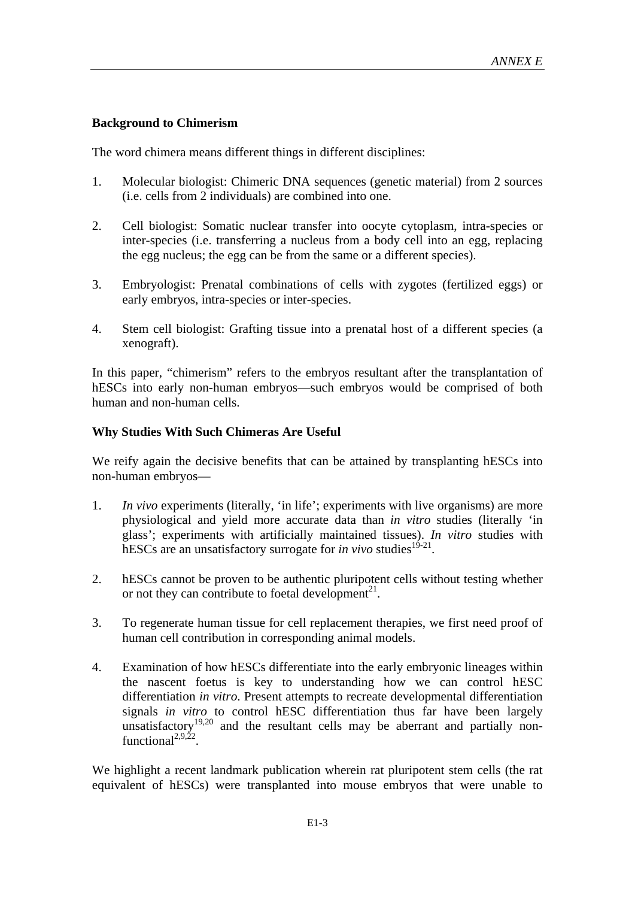**Background to Chimerism**

The word chimera means different things in different disciplines:

1. Molecular biologist: Chimeric DNA sequences (genetic material) from 2 sources (i.e. cells from 2 individuals) are combined into one.

2. Cell biologist: Somatic nuclear transfer into oocyte cytoplasm, intra-species or inter-species (i.e. transferring a nucleus from a body cell into an egg, replacing the egg nucleus; the egg can be from the same or a different species).

3. Embryologist: Prenatal combinations of cells with zygotes (fertilized eggs) or early embryos, intra-species or inter-species.

4. Stem cell biologist: Grafting tissue into a prenatal host of a different species (a xenograft).

In this paper, "chimerism" refers to the embryos resultant after the transplantation of hESCs into early non-human embryos—such embryos would be comprised of both human and non-human cells.

**Why Studies With Such Chimeras Are Useful**

We reify again the decisive benefits that can be attained by transplanting hESCs into non-human embryos—

1. *In vivo* experiments (literally, 'in life'; experiments with live organisms) are more physiological and yield more accurate data than *in vitro* studies (literally 'in glass'; experiments with artificially maintained tissues). *In vitro* studies with hESCs are an unsatisfactory surrogate for *in vivo* studies[19-21].

2. hESCs cannot be proven to be authentic pluripotent cells without testing whether or not they can contribute to foetal development[21].

3. To regenerate human tissue for cell replacement therapies, we first need proof of human cell contribution in corresponding animal models.

4. Examination of how hESCs differentiate into the early embryonic lineages within the nascent foetus is key to understanding how we can control hESC differentiation *in vitro*. Present attempts to recreate developmental differentiation signals *in vitro* to control hESC differentiation thus far have been largely unsatisfactory[19,20] and the resultant cells may be aberrant and partially non-functional[2,9,22].

We highlight a recent landmark publication wherein rat pluripotent stem cells (the rat equivalent of hESCs) were transplanted into mouse embryos that were unable to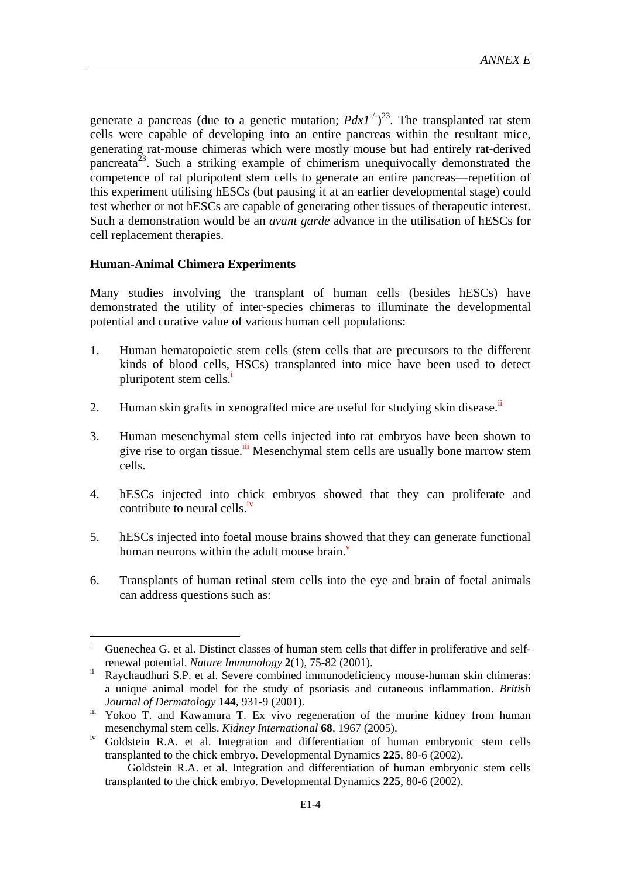generate a pancreas (due to a genetic mutation; *Pdx1*$^{-/-}$)[23]. The transplanted rat stem cells were capable of developing into an entire pancreas within the resultant mice, generating rat-mouse chimeras which were mostly mouse but had entirely rat-derived pancreata[23]. Such a striking example of chimerism unequivocally demonstrated the competence of rat pluripotent stem cells to generate an entire pancreas—repetition of this experiment utilising hESCs (but pausing it at an earlier developmental stage) could test whether or not hESCs are capable of generating other tissues of therapeutic interest. Such a demonstration would be an *avant garde* advance in the utilisation of hESCs for cell replacement therapies.

**Human-Animal Chimera Experiments**

Many studies involving the transplant of human cells (besides hESCs) have demonstrated the utility of inter-species chimeras to illuminate the developmental potential and curative value of various human cell populations:

1. Human hematopoietic stem cells (stem cells that are precursors to the different kinds of blood cells, HSCs) transplanted into mice have been used to detect pluripotent stem cells.[i]

2. Human skin grafts in xenografted mice are useful for studying skin disease.[ii]

3. Human mesenchymal stem cells injected into rat embryos have been shown to give rise to organ tissue.[iii] Mesenchymal stem cells are usually bone marrow stem cells.

4. hESCs injected into chick embryos showed that they can proliferate and contribute to neural cells.[iv]

5. hESCs injected into foetal mouse brains showed that they can generate functional human neurons within the adult mouse brain.[v]

6. Transplants of human retinal stem cells into the eye and brain of foetal animals can address questions such as:

---

[i] Guenechea G. et al. Distinct classes of human stem cells that differ in proliferative and self-renewal potential. *Nature Immunology* **2**(1), 75-82 (2001).

[ii] Raychaudhuri S.P. et al. Severe combined immunodeficiency mouse-human skin chimeras: a unique animal model for the study of psoriasis and cutaneous inflammation. *British Journal of Dermatology* **144**, 931-9 (2001).

[iii] Yokoo T. and Kawamura T. Ex vivo regeneration of the murine kidney from human mesenchymal stem cells. *Kidney International* **68**, 1967 (2005).

[iv] Goldstein R.A. et al. Integration and differentiation of human embryonic stem cells transplanted to the chick embryo. Developmental Dynamics **225**, 80-6 (2002).

Goldstein R.A. et al. Integration and differentiation of human embryonic stem cells transplanted to the chick embryo. Developmental Dynamics **225**, 80-6 (2002).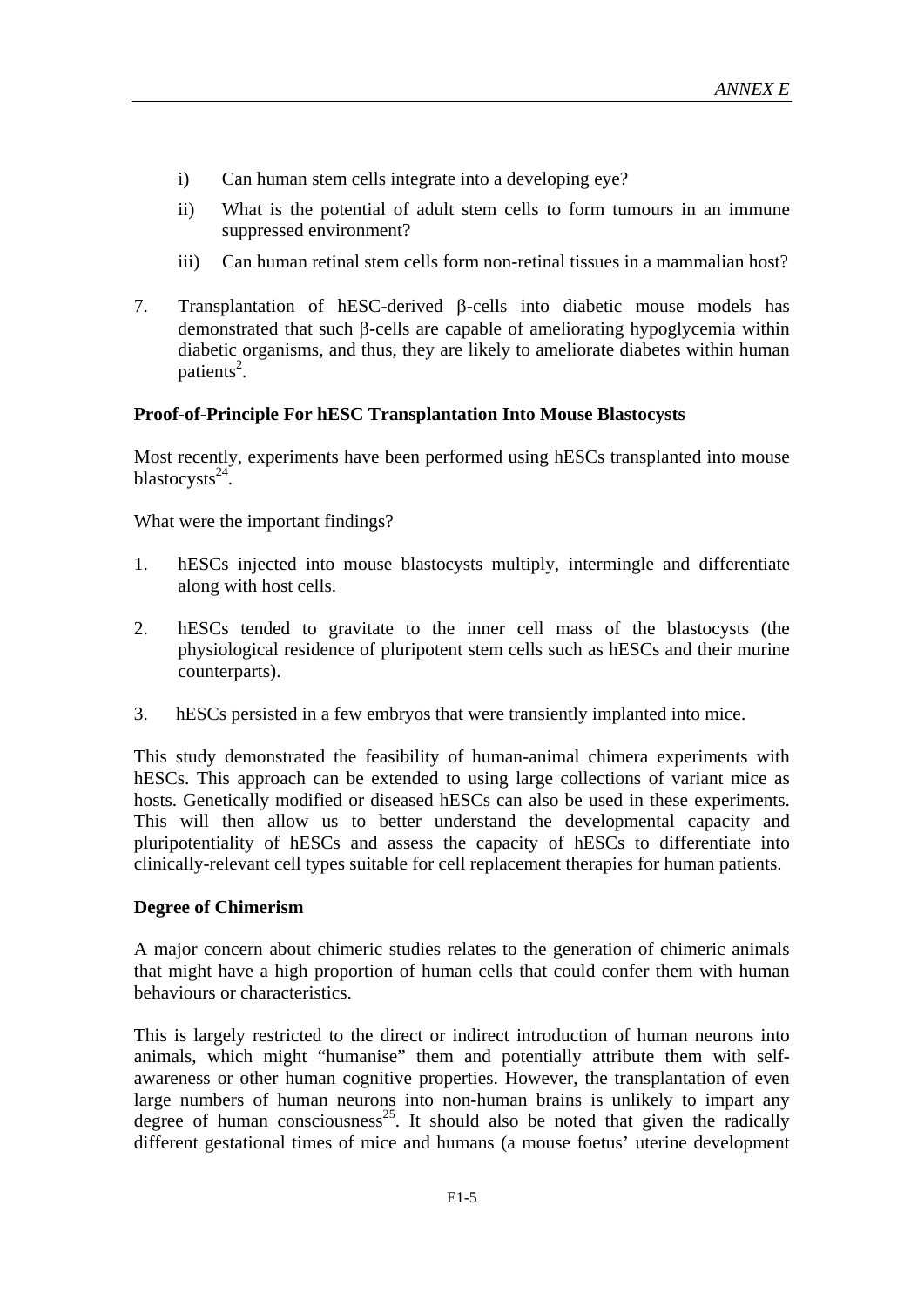i) Can human stem cells integrate into a developing eye?

ii) What is the potential of adult stem cells to form tumours in an immune suppressed environment?

iii) Can human retinal stem cells form non-retinal tissues in a mammalian host?

7. Transplantation of hESC-derived β-cells into diabetic mouse models has demonstrated that such β-cells are capable of ameliorating hypoglycemia within diabetic organisms, and thus, they are likely to ameliorate diabetes within human patients[2].

**Proof-of-Principle For hESC Transplantation Into Mouse Blastocysts**

Most recently, experiments have been performed using hESCs transplanted into mouse blastocysts[24].

What were the important findings?

1. hESCs injected into mouse blastocysts multiply, intermingle and differentiate along with host cells.

2. hESCs tended to gravitate to the inner cell mass of the blastocysts (the physiological residence of pluripotent stem cells such as hESCs and their murine counterparts).

3. hESCs persisted in a few embryos that were transiently implanted into mice.

This study demonstrated the feasibility of human-animal chimera experiments with hESCs. This approach can be extended to using large collections of variant mice as hosts. Genetically modified or diseased hESCs can also be used in these experiments. This will then allow us to better understand the developmental capacity and pluripotentiality of hESCs and assess the capacity of hESCs to differentiate into clinically-relevant cell types suitable for cell replacement therapies for human patients.

**Degree of Chimerism**

A major concern about chimeric studies relates to the generation of chimeric animals that might have a high proportion of human cells that could confer them with human behaviours or characteristics.

This is largely restricted to the direct or indirect introduction of human neurons into animals, which might "humanise" them and potentially attribute them with self-awareness or other human cognitive properties. However, the transplantation of even large numbers of human neurons into non-human brains is unlikely to impart any degree of human consciousness[25]. It should also be noted that given the radically different gestational times of mice and humans (a mouse foetus' uterine development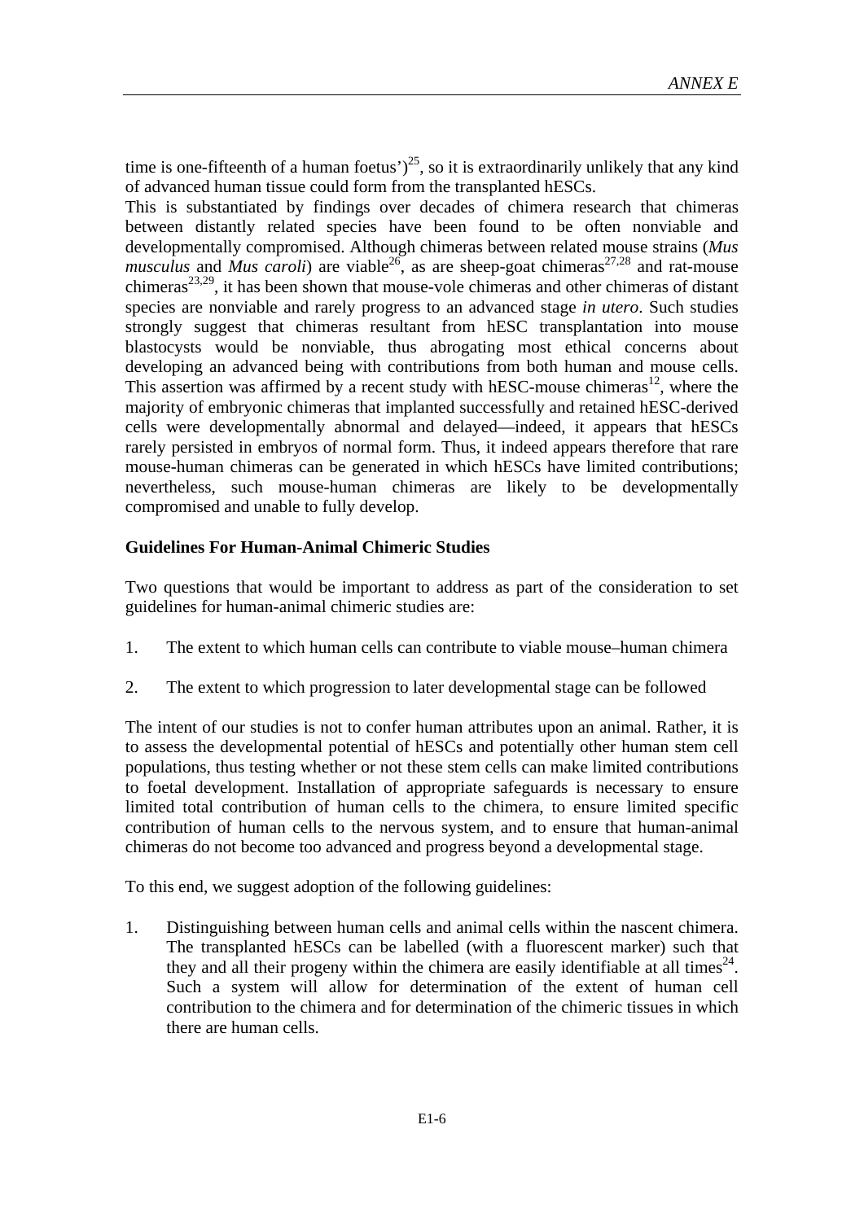time is one-fifteenth of a human foetus')[25], so it is extraordinarily unlikely that any kind of advanced human tissue could form from the transplanted hESCs.

This is substantiated by findings over decades of chimera research that chimeras between distantly related species have been found to be often nonviable and developmentally compromised. Although chimeras between related mouse strains (*Mus musculus* and *Mus caroli*) are viable[26], as are sheep-goat chimeras[27,28] and rat-mouse chimeras[23,29], it has been shown that mouse-vole chimeras and other chimeras of distant species are nonviable and rarely progress to an advanced stage *in utero*. Such studies strongly suggest that chimeras resultant from hESC transplantation into mouse blastocysts would be nonviable, thus abrogating most ethical concerns about developing an advanced being with contributions from both human and mouse cells. This assertion was affirmed by a recent study with hESC-mouse chimeras[12], where the majority of embryonic chimeras that implanted successfully and retained hESC-derived cells were developmentally abnormal and delayed—indeed, it appears that hESCs rarely persisted in embryos of normal form. Thus, it indeed appears therefore that rare mouse-human chimeras can be generated in which hESCs have limited contributions; nevertheless, such mouse-human chimeras are likely to be developmentally compromised and unable to fully develop.

**Guidelines For Human-Animal Chimeric Studies**

Two questions that would be important to address as part of the consideration to set guidelines for human-animal chimeric studies are:

1. The extent to which human cells can contribute to viable mouse–human chimera

2. The extent to which progression to later developmental stage can be followed

The intent of our studies is not to confer human attributes upon an animal. Rather, it is to assess the developmental potential of hESCs and potentially other human stem cell populations, thus testing whether or not these stem cells can make limited contributions to foetal development. Installation of appropriate safeguards is necessary to ensure limited total contribution of human cells to the chimera, to ensure limited specific contribution of human cells to the nervous system, and to ensure that human-animal chimeras do not become too advanced and progress beyond a developmental stage.

To this end, we suggest adoption of the following guidelines:

1. Distinguishing between human cells and animal cells within the nascent chimera. The transplanted hESCs can be labelled (with a fluorescent marker) such that they and all their progeny within the chimera are easily identifiable at all times[24]. Such a system will allow for determination of the extent of human cell contribution to the chimera and for determination of the chimeric tissues in which there are human cells.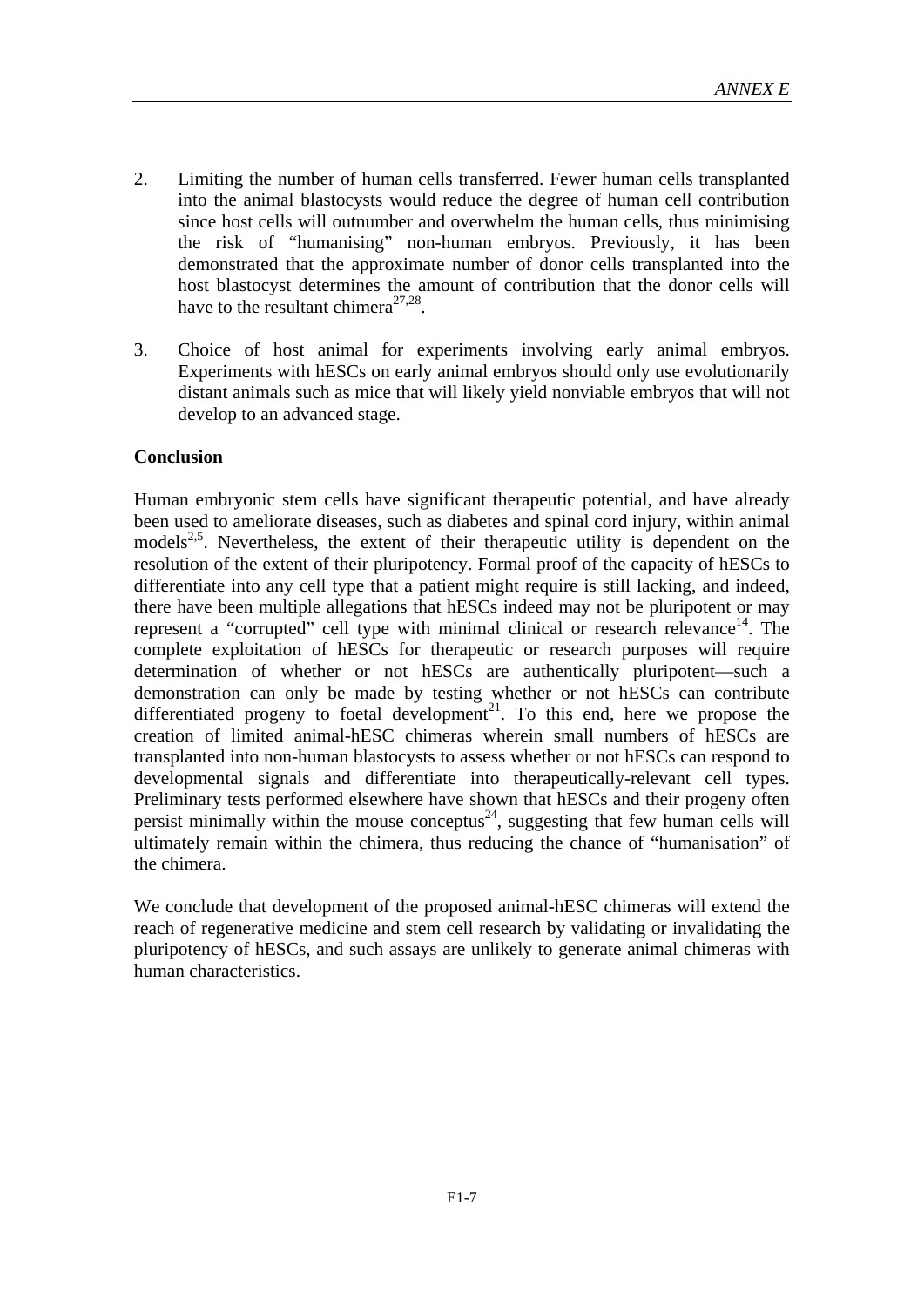2. Limiting the number of human cells transferred. Fewer human cells transplanted into the animal blastocysts would reduce the degree of human cell contribution since host cells will outnumber and overwhelm the human cells, thus minimising the risk of "humanising" non-human embryos. Previously, it has been demonstrated that the approximate number of donor cells transplanted into the host blastocyst determines the amount of contribution that the donor cells will have to the resultant chimera[27,28].

3. Choice of host animal for experiments involving early animal embryos. Experiments with hESCs on early animal embryos should only use evolutionarily distant animals such as mice that will likely yield nonviable embryos that will not develop to an advanced stage.

**Conclusion**

Human embryonic stem cells have significant therapeutic potential, and have already been used to ameliorate diseases, such as diabetes and spinal cord injury, within animal models[2,5]. Nevertheless, the extent of their therapeutic utility is dependent on the resolution of the extent of their pluripotency. Formal proof of the capacity of hESCs to differentiate into any cell type that a patient might require is still lacking, and indeed, there have been multiple allegations that hESCs indeed may not be pluripotent or may represent a "corrupted" cell type with minimal clinical or research relevance[14]. The complete exploitation of hESCs for therapeutic or research purposes will require determination of whether or not hESCs are authentically pluripotent—such a demonstration can only be made by testing whether or not hESCs can contribute differentiated progeny to foetal development[21]. To this end, here we propose the creation of limited animal-hESC chimeras wherein small numbers of hESCs are transplanted into non-human blastocysts to assess whether or not hESCs can respond to developmental signals and differentiate into therapeutically-relevant cell types. Preliminary tests performed elsewhere have shown that hESCs and their progeny often persist minimally within the mouse conceptus[24], suggesting that few human cells will ultimately remain within the chimera, thus reducing the chance of "humanisation" of the chimera.

We conclude that development of the proposed animal-hESC chimeras will extend the reach of regenerative medicine and stem cell research by validating or invalidating the pluripotency of hESCs, and such assays are unlikely to generate animal chimeras with human characteristics.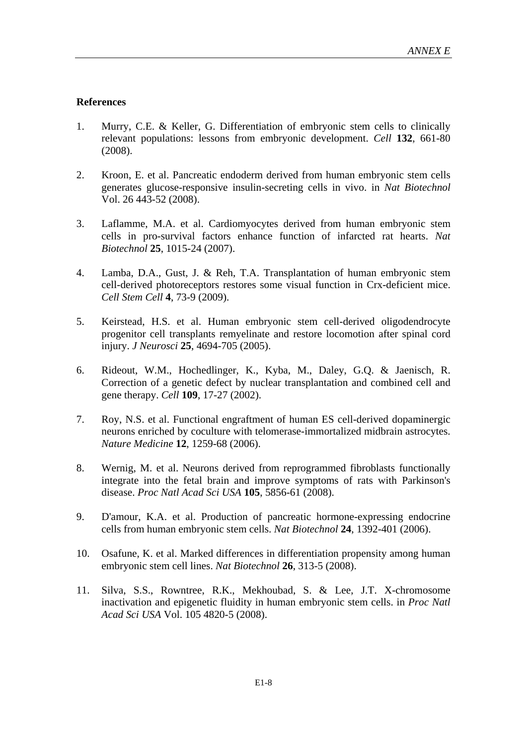**References**

1. Murry, C.E. & Keller, G. Differentiation of embryonic stem cells to clinically relevant populations: lessons from embryonic development. *Cell* **132**, 661-80 (2008).

2. Kroon, E. et al. Pancreatic endoderm derived from human embryonic stem cells generates glucose-responsive insulin-secreting cells in vivo. in *Nat Biotechnol* Vol. 26 443-52 (2008).

3. Laflamme, M.A. et al. Cardiomyocytes derived from human embryonic stem cells in pro-survival factors enhance function of infarcted rat hearts. *Nat Biotechnol* **25**, 1015-24 (2007).

4. Lamba, D.A., Gust, J. & Reh, T.A. Transplantation of human embryonic stem cell-derived photoreceptors restores some visual function in Crx-deficient mice. *Cell Stem Cell* **4**, 73-9 (2009).

5. Keirstead, H.S. et al. Human embryonic stem cell-derived oligodendrocyte progenitor cell transplants remyelinate and restore locomotion after spinal cord injury. *J Neurosci* **25**, 4694-705 (2005).

6. Rideout, W.M., Hochedlinger, K., Kyba, M., Daley, G.Q. & Jaenisch, R. Correction of a genetic defect by nuclear transplantation and combined cell and gene therapy. *Cell* **109**, 17-27 (2002).

7. Roy, N.S. et al. Functional engraftment of human ES cell-derived dopaminergic neurons enriched by coculture with telomerase-immortalized midbrain astrocytes. *Nature Medicine* **12**, 1259-68 (2006).

8. Wernig, M. et al. Neurons derived from reprogrammed fibroblasts functionally integrate into the fetal brain and improve symptoms of rats with Parkinson's disease. *Proc Natl Acad Sci USA* **105**, 5856-61 (2008).

9. D'amour, K.A. et al. Production of pancreatic hormone-expressing endocrine cells from human embryonic stem cells. *Nat Biotechnol* **24**, 1392-401 (2006).

10. Osafune, K. et al. Marked differences in differentiation propensity among human embryonic stem cell lines. *Nat Biotechnol* **26**, 313-5 (2008).

11. Silva, S.S., Rowntree, R.K., Mekhoubad, S. & Lee, J.T. X-chromosome inactivation and epigenetic fluidity in human embryonic stem cells. in *Proc Natl Acad Sci USA* Vol. 105 4820-5 (2008).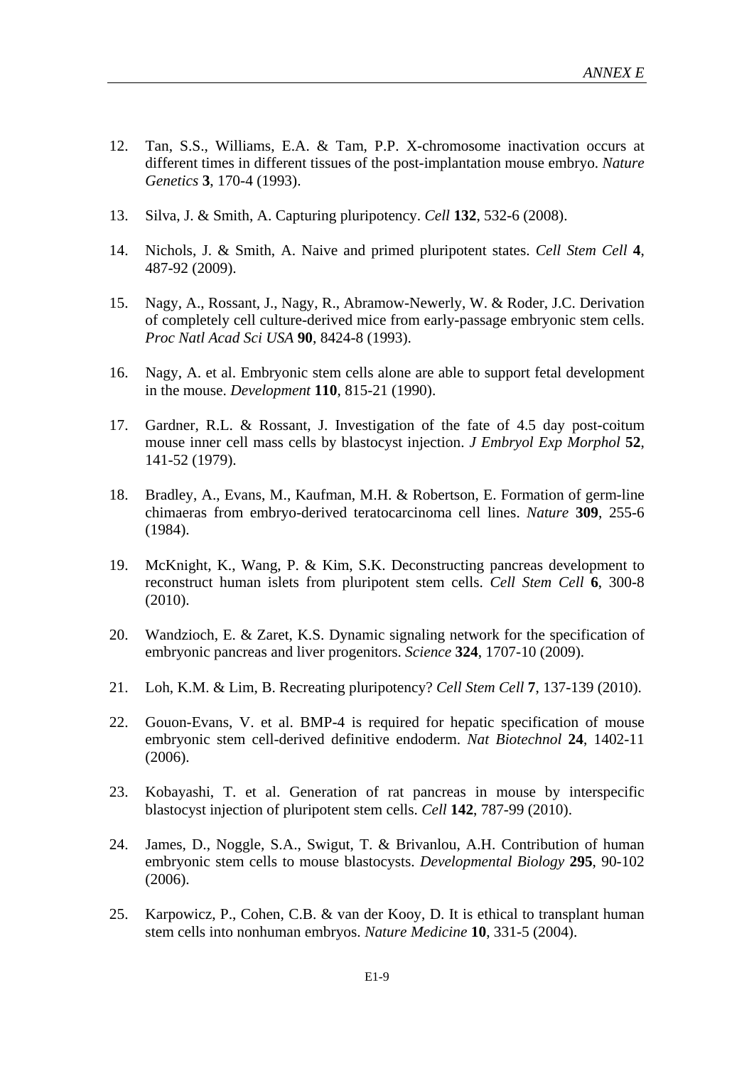12. Tan, S.S., Williams, E.A. & Tam, P.P. X-chromosome inactivation occurs at different times in different tissues of the post-implantation mouse embryo. *Nature Genetics* **3**, 170-4 (1993).

13. Silva, J. & Smith, A. Capturing pluripotency. *Cell* **132**, 532-6 (2008).

14. Nichols, J. & Smith, A. Naive and primed pluripotent states. *Cell Stem Cell* **4**, 487-92 (2009).

15. Nagy, A., Rossant, J., Nagy, R., Abramow-Newerly, W. & Roder, J.C. Derivation of completely cell culture-derived mice from early-passage embryonic stem cells. *Proc Natl Acad Sci USA* **90**, 8424-8 (1993).

16. Nagy, A. et al. Embryonic stem cells alone are able to support fetal development in the mouse. *Development* **110**, 815-21 (1990).

17. Gardner, R.L. & Rossant, J. Investigation of the fate of 4.5 day post-coitum mouse inner cell mass cells by blastocyst injection. *J Embryol Exp Morphol* **52**, 141-52 (1979).

18. Bradley, A., Evans, M., Kaufman, M.H. & Robertson, E. Formation of germ-line chimaeras from embryo-derived teratocarcinoma cell lines. *Nature* **309**, 255-6 (1984).

19. McKnight, K., Wang, P. & Kim, S.K. Deconstructing pancreas development to reconstruct human islets from pluripotent stem cells. *Cell Stem Cell* **6**, 300-8 (2010).

20. Wandzioch, E. & Zaret, K.S. Dynamic signaling network for the specification of embryonic pancreas and liver progenitors. *Science* **324**, 1707-10 (2009).

21. Loh, K.M. & Lim, B. Recreating pluripotency? *Cell Stem Cell* **7**, 137-139 (2010).

22. Gouon-Evans, V. et al. BMP-4 is required for hepatic specification of mouse embryonic stem cell-derived definitive endoderm. *Nat Biotechnol* **24**, 1402-11 (2006).

23. Kobayashi, T. et al. Generation of rat pancreas in mouse by interspecific blastocyst injection of pluripotent stem cells. *Cell* **142**, 787-99 (2010).

24. James, D., Noggle, S.A., Swigut, T. & Brivanlou, A.H. Contribution of human embryonic stem cells to mouse blastocysts. *Developmental Biology* **295**, 90-102 (2006).

25. Karpowicz, P., Cohen, C.B. & van der Kooy, D. It is ethical to transplant human stem cells into nonhuman embryos. *Nature Medicine* **10**, 331-5 (2004).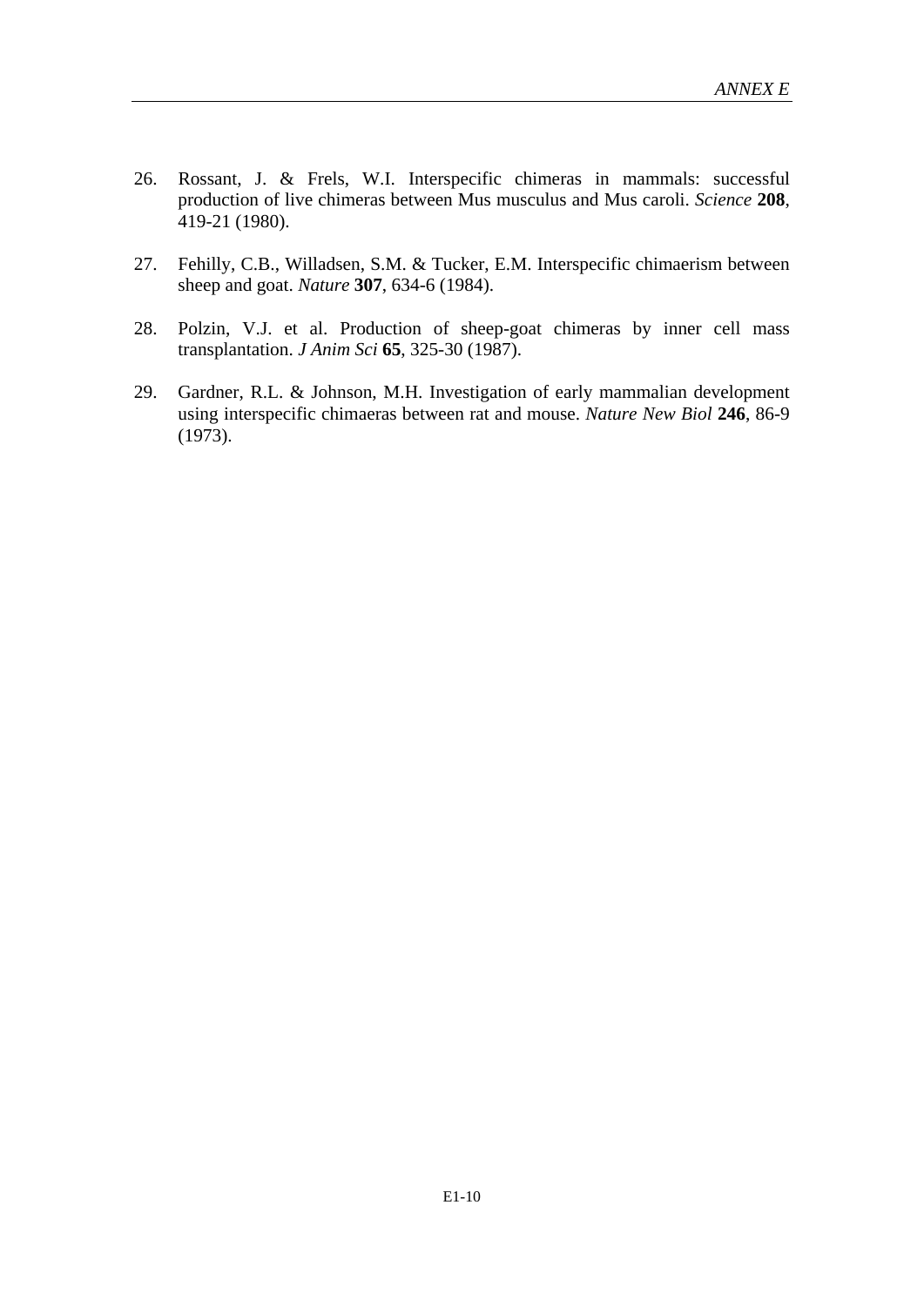26. Rossant, J. & Frels, W.I. Interspecific chimeras in mammals: successful production of live chimeras between Mus musculus and Mus caroli. *Science* **208**, 419-21 (1980).

27. Fehilly, C.B., Willadsen, S.M. & Tucker, E.M. Interspecific chimaerism between sheep and goat. *Nature* **307**, 634-6 (1984).

28. Polzin, V.J. et al. Production of sheep-goat chimeras by inner cell mass transplantation. *J Anim Sci* **65**, 325-30 (1987).

29. Gardner, R.L. & Johnson, M.H. Investigation of early mammalian development using interspecific chimaeras between rat and mouse. *Nature New Biol* **246**, 86-9 (1973).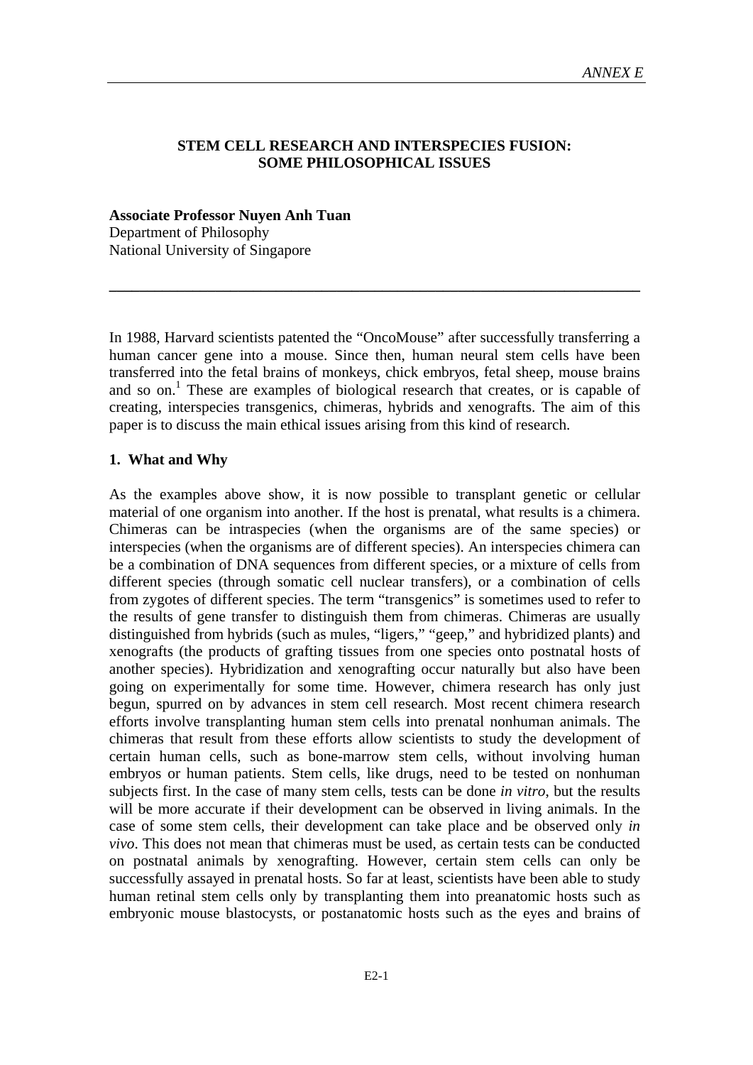## STEM CELL RESEARCH AND INTERSPECIES FUSION: SOME PHILOSOPHICAL ISSUES

**Associate Professor Nuyen Anh Tuan**
Department of Philosophy
National University of Singapore

---

In 1988, Harvard scientists patented the "OncoMouse" after successfully transferring a human cancer gene into a mouse. Since then, human neural stem cells have been transferred into the fetal brains of monkeys, chick embryos, fetal sheep, mouse brains and so on.[1] These are examples of biological research that creates, or is capable of creating, interspecies transgenics, chimeras, hybrids and xenografts. The aim of this paper is to discuss the main ethical issues arising from this kind of research.

### 1. What and Why

As the examples above show, it is now possible to transplant genetic or cellular material of one organism into another. If the host is prenatal, what results is a chimera. Chimeras can be intraspecies (when the organisms are of the same species) or interspecies (when the organisms are of different species). An interspecies chimera can be a combination of DNA sequences from different species, or a mixture of cells from different species (through somatic cell nuclear transfers), or a combination of cells from zygotes of different species. The term "transgenics" is sometimes used to refer to the results of gene transfer to distinguish them from chimeras. Chimeras are usually distinguished from hybrids (such as mules, "ligers," "geep," and hybridized plants) and xenografts (the products of grafting tissues from one species onto postnatal hosts of another species). Hybridization and xenografting occur naturally but also have been going on experimentally for some time. However, chimera research has only just begun, spurred on by advances in stem cell research. Most recent chimera research efforts involve transplanting human stem cells into prenatal nonhuman animals. The chimeras that result from these efforts allow scientists to study the development of certain human cells, such as bone-marrow stem cells, without involving human embryos or human patients. Stem cells, like drugs, need to be tested on nonhuman subjects first. In the case of many stem cells, tests can be done *in vitro*, but the results will be more accurate if their development can be observed in living animals. In the case of some stem cells, their development can take place and be observed only *in vivo*. This does not mean that chimeras must be used, as certain tests can be conducted on postnatal animals by xenografting. However, certain stem cells can only be successfully assayed in prenatal hosts. So far at least, scientists have been able to study human retinal stem cells only by transplanting them into preanatomic hosts such as embryonic mouse blastocysts, or postanatomic hosts such as the eyes and brains of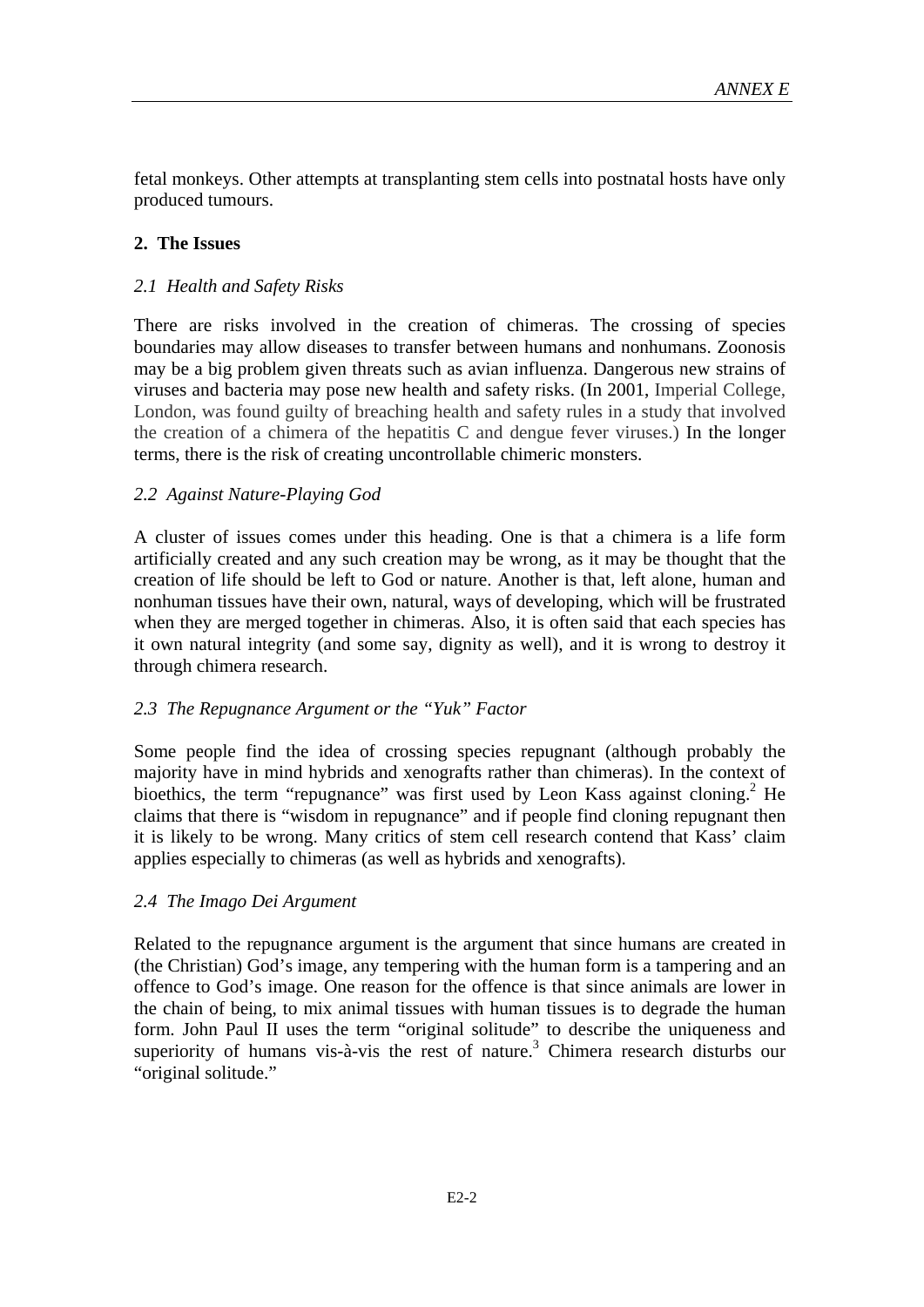fetal monkeys. Other attempts at transplanting stem cells into postnatal hosts have only produced tumours.

## 2. The Issues

### *2.1 Health and Safety Risks*

There are risks involved in the creation of chimeras. The crossing of species boundaries may allow diseases to transfer between humans and nonhumans. Zoonosis may be a big problem given threats such as avian influenza. Dangerous new strains of viruses and bacteria may pose new health and safety risks. (In 2001, Imperial College, London, was found guilty of breaching health and safety rules in a study that involved the creation of a chimera of the hepatitis C and dengue fever viruses.) In the longer terms, there is the risk of creating uncontrollable chimeric monsters.

### *2.2 Against Nature-Playing God*

A cluster of issues comes under this heading. One is that a chimera is a life form artificially created and any such creation may be wrong, as it may be thought that the creation of life should be left to God or nature. Another is that, left alone, human and nonhuman tissues have their own, natural, ways of developing, which will be frustrated when they are merged together in chimeras. Also, it is often said that each species has it own natural integrity (and some say, dignity as well), and it is wrong to destroy it through chimera research.

### *2.3 The Repugnance Argument or the "Yuk" Factor*

Some people find the idea of crossing species repugnant (although probably the majority have in mind hybrids and xenografts rather than chimeras). In the context of bioethics, the term "repugnance" was first used by Leon Kass against cloning.[2] He claims that there is "wisdom in repugnance" and if people find cloning repugnant then it is likely to be wrong. Many critics of stem cell research contend that Kass' claim applies especially to chimeras (as well as hybrids and xenografts).

### *2.4 The Imago Dei Argument*

Related to the repugnance argument is the argument that since humans are created in (the Christian) God's image, any tempering with the human form is a tampering and an offence to God's image. One reason for the offence is that since animals are lower in the chain of being, to mix animal tissues with human tissues is to degrade the human form. John Paul II uses the term "original solitude" to describe the uniqueness and superiority of humans vis-à-vis the rest of nature.[3] Chimera research disturbs our "original solitude."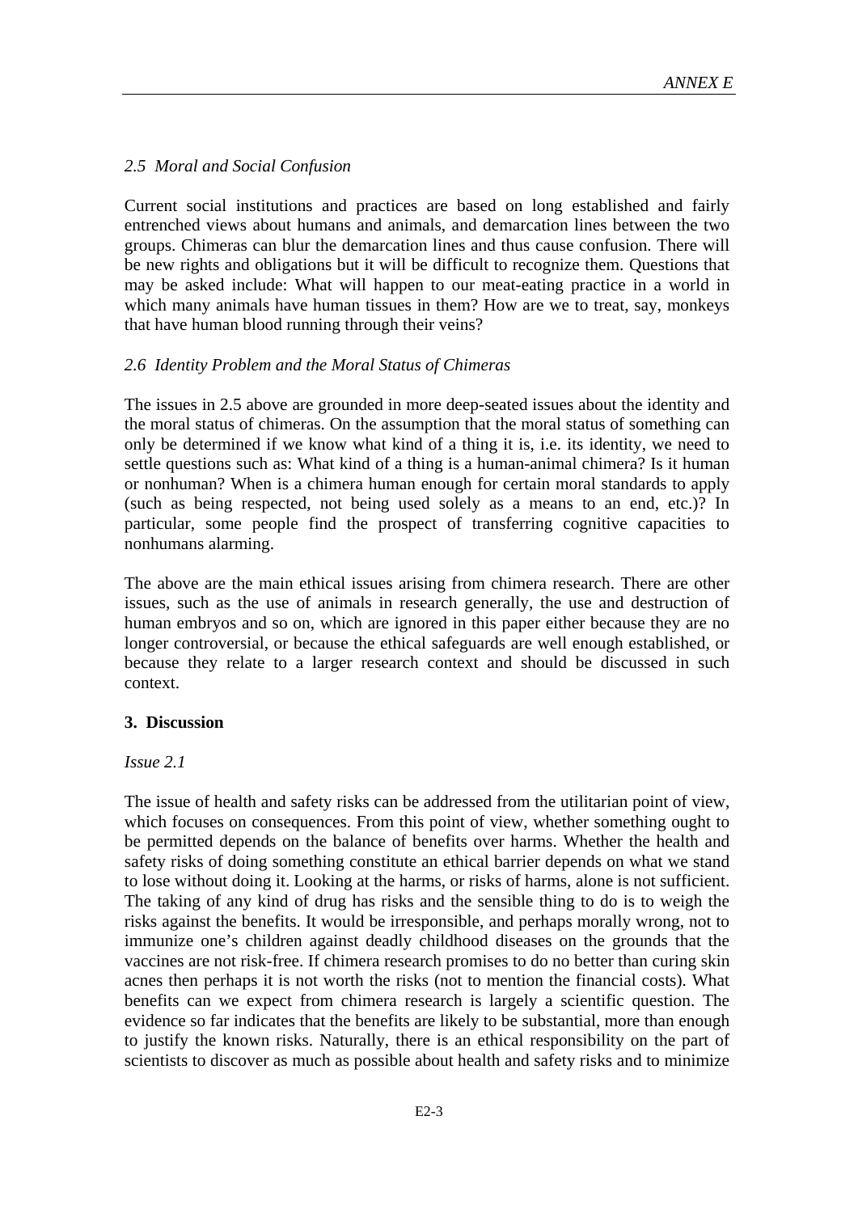### *2.5 Moral and Social Confusion*

Current social institutions and practices are based on long established and fairly entrenched views about humans and animals, and demarcation lines between the two groups. Chimeras can blur the demarcation lines and thus cause confusion. There will be new rights and obligations but it will be difficult to recognize them. Questions that may be asked include: What will happen to our meat-eating practice in a world in which many animals have human tissues in them? How are we to treat, say, monkeys that have human blood running through their veins?

### *2.6 Identity Problem and the Moral Status of Chimeras*

The issues in 2.5 above are grounded in more deep-seated issues about the identity and the moral status of chimeras. On the assumption that the moral status of something can only be determined if we know what kind of a thing it is, i.e. its identity, we need to settle questions such as: What kind of a thing is a human-animal chimera? Is it human or nonhuman? When is a chimera human enough for certain moral standards to apply (such as being respected, not being used solely as a means to an end, etc.)? In particular, some people find the prospect of transferring cognitive capacities to nonhumans alarming.

The above are the main ethical issues arising from chimera research. There are other issues, such as the use of animals in research generally, the use and destruction of human embryos and so on, which are ignored in this paper either because they are no longer controversial, or because the ethical safeguards are well enough established, or because they relate to a larger research context and should be discussed in such context.

## 3. Discussion

*Issue 2.1*

The issue of health and safety risks can be addressed from the utilitarian point of view, which focuses on consequences. From this point of view, whether something ought to be permitted depends on the balance of benefits over harms. Whether the health and safety risks of doing something constitute an ethical barrier depends on what we stand to lose without doing it. Looking at the harms, or risks of harms, alone is not sufficient. The taking of any kind of drug has risks and the sensible thing to do is to weigh the risks against the benefits. It would be irresponsible, and perhaps morally wrong, not to immunize one's children against deadly childhood diseases on the grounds that the vaccines are not risk-free. If chimera research promises to do no better than curing skin acnes then perhaps it is not worth the risks (not to mention the financial costs). What benefits can we expect from chimera research is largely a scientific question. The evidence so far indicates that the benefits are likely to be substantial, more than enough to justify the known risks. Naturally, there is an ethical responsibility on the part of scientists to discover as much as possible about health and safety risks and to minimize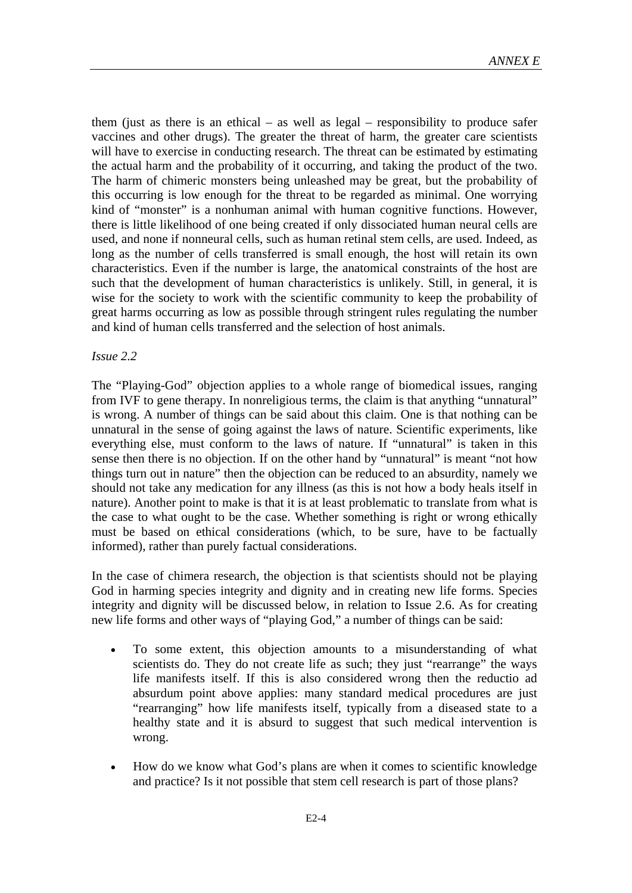them (just as there is an ethical – as well as legal – responsibility to produce safer vaccines and other drugs). The greater the threat of harm, the greater care scientists will have to exercise in conducting research. The threat can be estimated by estimating the actual harm and the probability of it occurring, and taking the product of the two. The harm of chimeric monsters being unleashed may be great, but the probability of this occurring is low enough for the threat to be regarded as minimal. One worrying kind of "monster" is a nonhuman animal with human cognitive functions. However, there is little likelihood of one being created if only dissociated human neural cells are used, and none if nonneural cells, such as human retinal stem cells, are used. Indeed, as long as the number of cells transferred is small enough, the host will retain its own characteristics. Even if the number is large, the anatomical constraints of the host are such that the development of human characteristics is unlikely. Still, in general, it is wise for the society to work with the scientific community to keep the probability of great harms occurring as low as possible through stringent rules regulating the number and kind of human cells transferred and the selection of host animals.

*Issue 2.2*

The "Playing-God" objection applies to a whole range of biomedical issues, ranging from IVF to gene therapy. In nonreligious terms, the claim is that anything "unnatural" is wrong. A number of things can be said about this claim. One is that nothing can be unnatural in the sense of going against the laws of nature. Scientific experiments, like everything else, must conform to the laws of nature. If "unnatural" is taken in this sense then there is no objection. If on the other hand by "unnatural" is meant "not how things turn out in nature" then the objection can be reduced to an absurdity, namely we should not take any medication for any illness (as this is not how a body heals itself in nature). Another point to make is that it is at least problematic to translate from what is the case to what ought to be the case. Whether something is right or wrong ethically must be based on ethical considerations (which, to be sure, have to be factually informed), rather than purely factual considerations.

In the case of chimera research, the objection is that scientists should not be playing God in harming species integrity and dignity and in creating new life forms. Species integrity and dignity will be discussed below, in relation to Issue 2.6. As for creating new life forms and other ways of "playing God," a number of things can be said:

- To some extent, this objection amounts to a misunderstanding of what scientists do. They do not create life as such; they just "rearrange" the ways life manifests itself. If this is also considered wrong then the reductio ad absurdum point above applies: many standard medical procedures are just "rearranging" how life manifests itself, typically from a diseased state to a healthy state and it is absurd to suggest that such medical intervention is wrong.

- How do we know what God's plans are when it comes to scientific knowledge and practice? Is it not possible that stem cell research is part of those plans?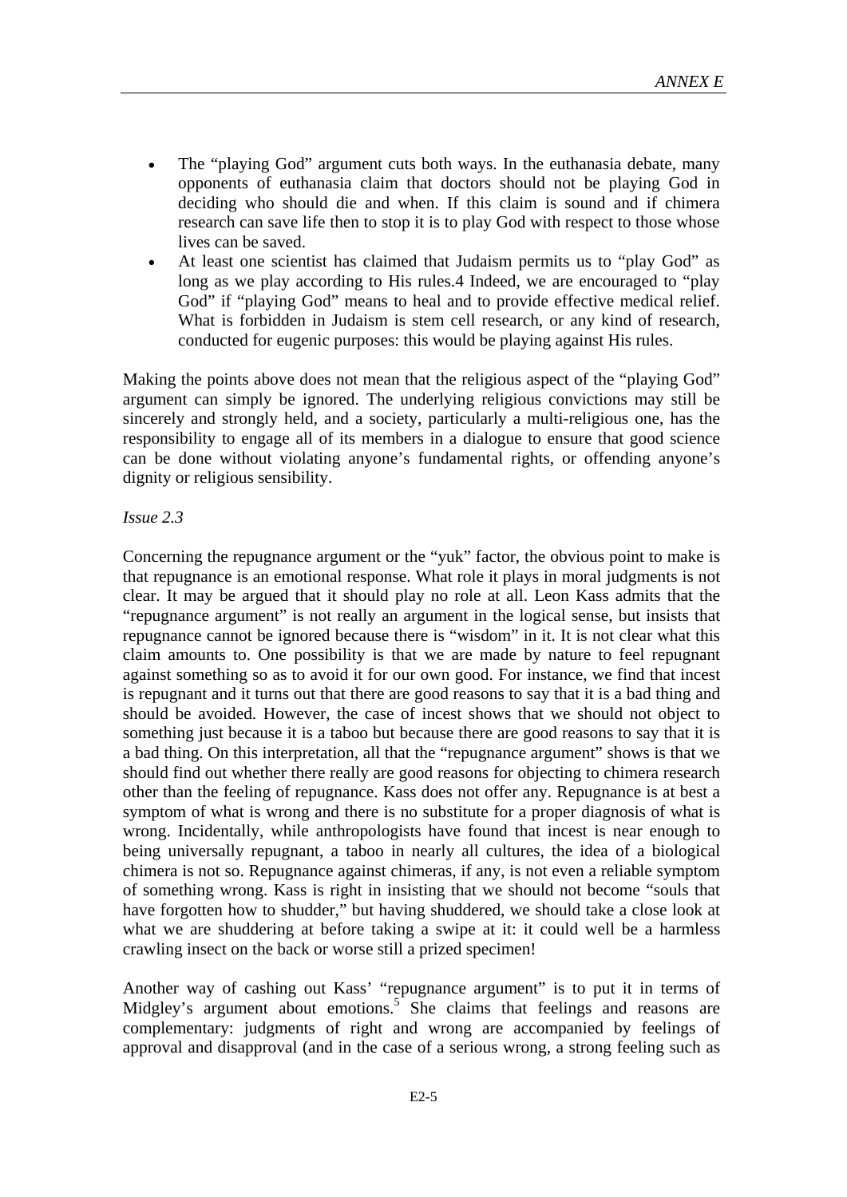- The "playing God" argument cuts both ways. In the euthanasia debate, many opponents of euthanasia claim that doctors should not be playing God in deciding who should die and when. If this claim is sound and if chimera research can save life then to stop it is to play God with respect to those whose lives can be saved.
- At least one scientist has claimed that Judaism permits us to "play God" as long as we play according to His rules.4 Indeed, we are encouraged to "play God" if "playing God" means to heal and to provide effective medical relief. What is forbidden in Judaism is stem cell research, or any kind of research, conducted for eugenic purposes: this would be playing against His rules.

Making the points above does not mean that the religious aspect of the "playing God" argument can simply be ignored. The underlying religious convictions may still be sincerely and strongly held, and a society, particularly a multi-religious one, has the responsibility to engage all of its members in a dialogue to ensure that good science can be done without violating anyone's fundamental rights, or offending anyone's dignity or religious sensibility.

*Issue 2.3*

Concerning the repugnance argument or the "yuk" factor, the obvious point to make is that repugnance is an emotional response. What role it plays in moral judgments is not clear. It may be argued that it should play no role at all. Leon Kass admits that the "repugnance argument" is not really an argument in the logical sense, but insists that repugnance cannot be ignored because there is "wisdom" in it. It is not clear what this claim amounts to. One possibility is that we are made by nature to feel repugnant against something so as to avoid it for our own good. For instance, we find that incest is repugnant and it turns out that there are good reasons to say that it is a bad thing and should be avoided. However, the case of incest shows that we should not object to something just because it is a taboo but because there are good reasons to say that it is a bad thing. On this interpretation, all that the "repugnance argument" shows is that we should find out whether there really are good reasons for objecting to chimera research other than the feeling of repugnance. Kass does not offer any. Repugnance is at best a symptom of what is wrong and there is no substitute for a proper diagnosis of what is wrong. Incidentally, while anthropologists have found that incest is near enough to being universally repugnant, a taboo in nearly all cultures, the idea of a biological chimera is not so. Repugnance against chimeras, if any, is not even a reliable symptom of something wrong. Kass is right in insisting that we should not become "souls that have forgotten how to shudder," but having shuddered, we should take a close look at what we are shuddering at before taking a swipe at it: it could well be a harmless crawling insect on the back or worse still a prized specimen!

Another way of cashing out Kass' "repugnance argument" is to put it in terms of Midgley's argument about emotions.[5] She claims that feelings and reasons are complementary: judgments of right and wrong are accompanied by feelings of approval and disapproval (and in the case of a serious wrong, a strong feeling such as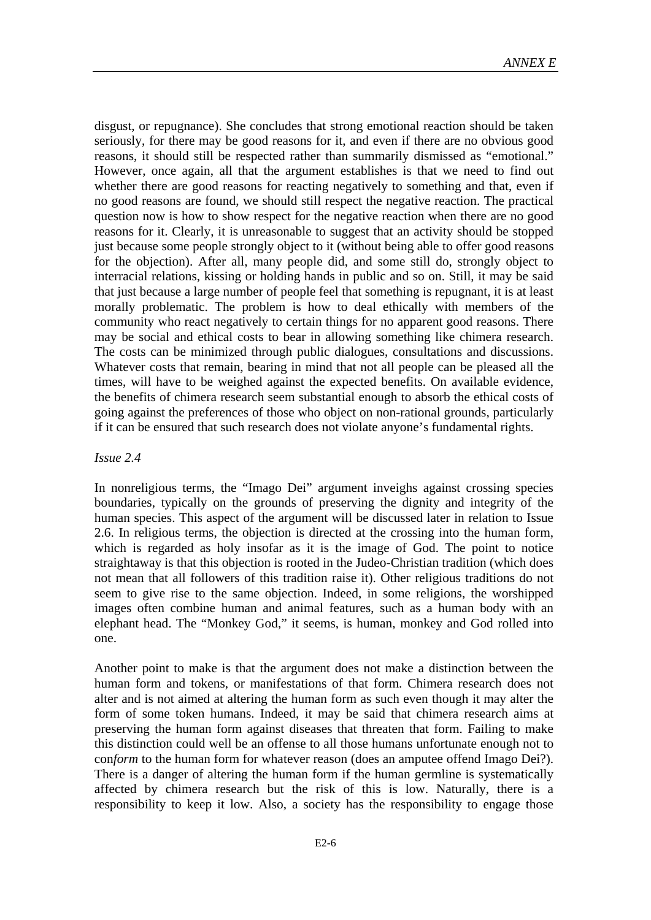disgust, or repugnance). She concludes that strong emotional reaction should be taken seriously, for there may be good reasons for it, and even if there are no obvious good reasons, it should still be respected rather than summarily dismissed as "emotional." However, once again, all that the argument establishes is that we need to find out whether there are good reasons for reacting negatively to something and that, even if no good reasons are found, we should still respect the negative reaction. The practical question now is how to show respect for the negative reaction when there are no good reasons for it. Clearly, it is unreasonable to suggest that an activity should be stopped just because some people strongly object to it (without being able to offer good reasons for the objection). After all, many people did, and some still do, strongly object to interracial relations, kissing or holding hands in public and so on. Still, it may be said that just because a large number of people feel that something is repugnant, it is at least morally problematic. The problem is how to deal ethically with members of the community who react negatively to certain things for no apparent good reasons. There may be social and ethical costs to bear in allowing something like chimera research. The costs can be minimized through public dialogues, consultations and discussions. Whatever costs that remain, bearing in mind that not all people can be pleased all the times, will have to be weighed against the expected benefits. On available evidence, the benefits of chimera research seem substantial enough to absorb the ethical costs of going against the preferences of those who object on non-rational grounds, particularly if it can be ensured that such research does not violate anyone's fundamental rights.

*Issue 2.4*

In nonreligious terms, the "Imago Dei" argument inveighs against crossing species boundaries, typically on the grounds of preserving the dignity and integrity of the human species. This aspect of the argument will be discussed later in relation to Issue 2.6. In religious terms, the objection is directed at the crossing into the human form, which is regarded as holy insofar as it is the image of God. The point to notice straightaway is that this objection is rooted in the Judeo-Christian tradition (which does not mean that all followers of this tradition raise it). Other religious traditions do not seem to give rise to the same objection. Indeed, in some religions, the worshipped images often combine human and animal features, such as a human body with an elephant head. The "Monkey God," it seems, is human, monkey and God rolled into one.

Another point to make is that the argument does not make a distinction between the human form and tokens, or manifestations of that form. Chimera research does not alter and is not aimed at altering the human form as such even though it may alter the form of some token humans. Indeed, it may be said that chimera research aims at preserving the human form against diseases that threaten that form. Failing to make this distinction could well be an offense to all those humans unfortunate enough not to con*form* to the human form for whatever reason (does an amputee offend Imago Dei?). There is a danger of altering the human form if the human germline is systematically affected by chimera research but the risk of this is low. Naturally, there is a responsibility to keep it low. Also, a society has the responsibility to engage those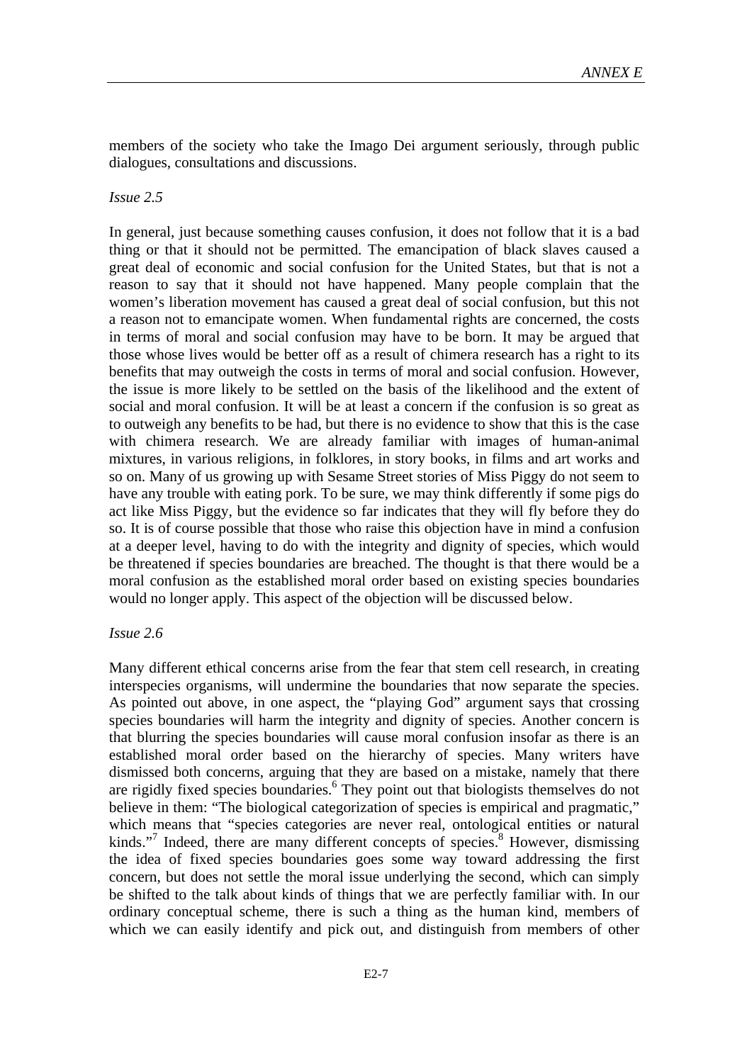members of the society who take the Imago Dei argument seriously, through public dialogues, consultations and discussions.

*Issue 2.5*

In general, just because something causes confusion, it does not follow that it is a bad thing or that it should not be permitted. The emancipation of black slaves caused a great deal of economic and social confusion for the United States, but that is not a reason to say that it should not have happened. Many people complain that the women's liberation movement has caused a great deal of social confusion, but this not a reason not to emancipate women. When fundamental rights are concerned, the costs in terms of moral and social confusion may have to be born. It may be argued that those whose lives would be better off as a result of chimera research has a right to its benefits that may outweigh the costs in terms of moral and social confusion. However, the issue is more likely to be settled on the basis of the likelihood and the extent of social and moral confusion. It will be at least a concern if the confusion is so great as to outweigh any benefits to be had, but there is no evidence to show that this is the case with chimera research. We are already familiar with images of human-animal mixtures, in various religions, in folklores, in story books, in films and art works and so on. Many of us growing up with Sesame Street stories of Miss Piggy do not seem to have any trouble with eating pork. To be sure, we may think differently if some pigs do act like Miss Piggy, but the evidence so far indicates that they will fly before they do so. It is of course possible that those who raise this objection have in mind a confusion at a deeper level, having to do with the integrity and dignity of species, which would be threatened if species boundaries are breached. The thought is that there would be a moral confusion as the established moral order based on existing species boundaries would no longer apply. This aspect of the objection will be discussed below.

*Issue 2.6*

Many different ethical concerns arise from the fear that stem cell research, in creating interspecies organisms, will undermine the boundaries that now separate the species. As pointed out above, in one aspect, the "playing God" argument says that crossing species boundaries will harm the integrity and dignity of species. Another concern is that blurring the species boundaries will cause moral confusion insofar as there is an established moral order based on the hierarchy of species. Many writers have dismissed both concerns, arguing that they are based on a mistake, namely that there are rigidly fixed species boundaries.[6] They point out that biologists themselves do not believe in them: "The biological categorization of species is empirical and pragmatic," which means that "species categories are never real, ontological entities or natural kinds."[7] Indeed, there are many different concepts of species.[8] However, dismissing the idea of fixed species boundaries goes some way toward addressing the first concern, but does not settle the moral issue underlying the second, which can simply be shifted to the talk about kinds of things that we are perfectly familiar with. In our ordinary conceptual scheme, there is such a thing as the human kind, members of which we can easily identify and pick out, and distinguish from members of other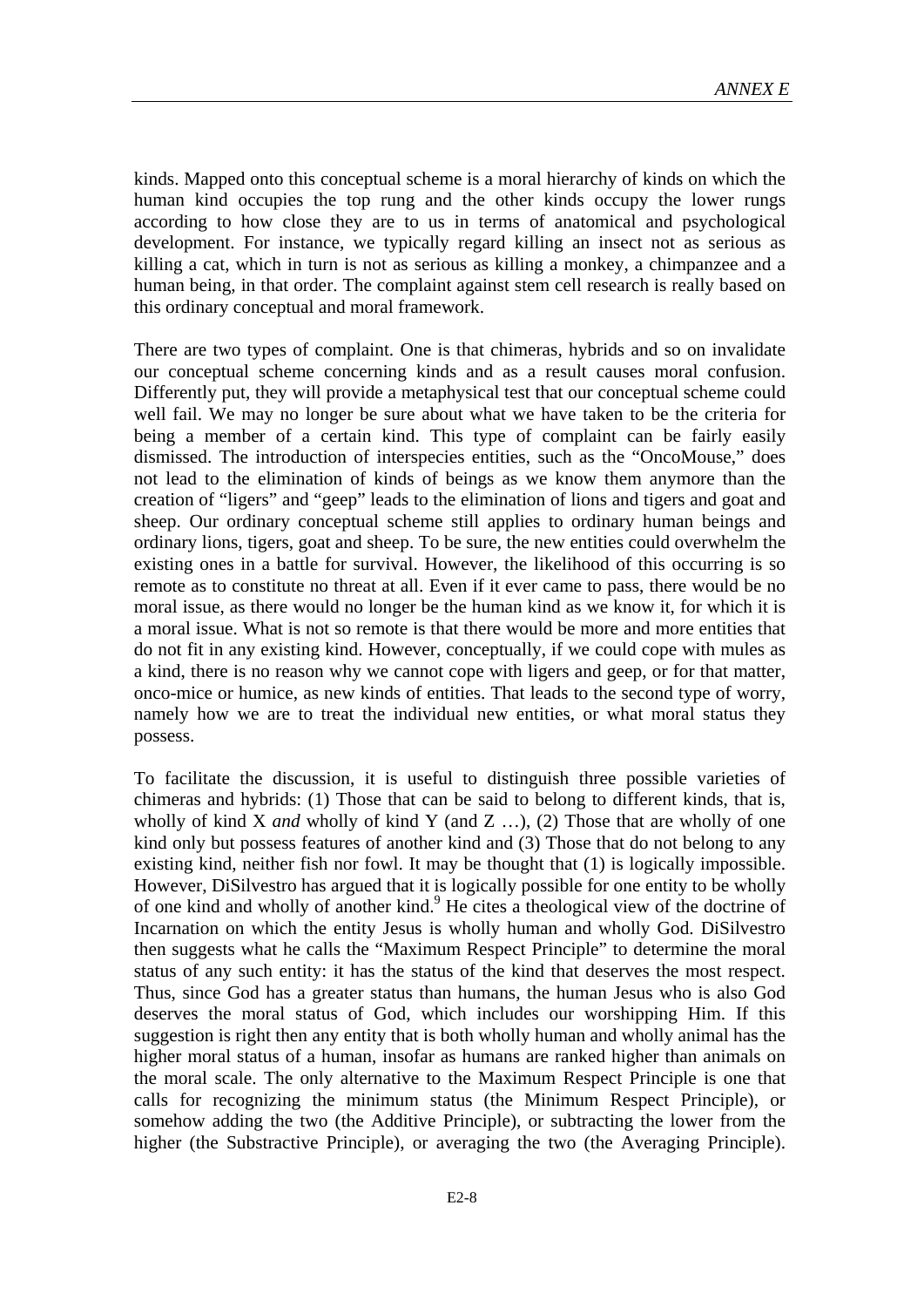kinds. Mapped onto this conceptual scheme is a moral hierarchy of kinds on which the human kind occupies the top rung and the other kinds occupy the lower rungs according to how close they are to us in terms of anatomical and psychological development. For instance, we typically regard killing an insect not as serious as killing a cat, which in turn is not as serious as killing a monkey, a chimpanzee and a human being, in that order. The complaint against stem cell research is really based on this ordinary conceptual and moral framework.

There are two types of complaint. One is that chimeras, hybrids and so on invalidate our conceptual scheme concerning kinds and as a result causes moral confusion. Differently put, they will provide a metaphysical test that our conceptual scheme could well fail. We may no longer be sure about what we have taken to be the criteria for being a member of a certain kind. This type of complaint can be fairly easily dismissed. The introduction of interspecies entities, such as the "OncoMouse," does not lead to the elimination of kinds of beings as we know them anymore than the creation of "ligers" and "geep" leads to the elimination of lions and tigers and goat and sheep. Our ordinary conceptual scheme still applies to ordinary human beings and ordinary lions, tigers, goat and sheep. To be sure, the new entities could overwhelm the existing ones in a battle for survival. However, the likelihood of this occurring is so remote as to constitute no threat at all. Even if it ever came to pass, there would be no moral issue, as there would no longer be the human kind as we know it, for which it is a moral issue. What is not so remote is that there would be more and more entities that do not fit in any existing kind. However, conceptually, if we could cope with mules as a kind, there is no reason why we cannot cope with ligers and geep, or for that matter, onco-mice or humice, as new kinds of entities. That leads to the second type of worry, namely how we are to treat the individual new entities, or what moral status they possess.

To facilitate the discussion, it is useful to distinguish three possible varieties of chimeras and hybrids: (1) Those that can be said to belong to different kinds, that is, wholly of kind X *and* wholly of kind Y (and Z …), (2) Those that are wholly of one kind only but possess features of another kind and (3) Those that do not belong to any existing kind, neither fish nor fowl. It may be thought that (1) is logically impossible. However, DiSilvestro has argued that it is logically possible for one entity to be wholly of one kind and wholly of another kind.[9] He cites a theological view of the doctrine of Incarnation on which the entity Jesus is wholly human and wholly God. DiSilvestro then suggests what he calls the "Maximum Respect Principle" to determine the moral status of any such entity: it has the status of the kind that deserves the most respect. Thus, since God has a greater status than humans, the human Jesus who is also God deserves the moral status of God, which includes our worshipping Him. If this suggestion is right then any entity that is both wholly human and wholly animal has the higher moral status of a human, insofar as humans are ranked higher than animals on the moral scale. The only alternative to the Maximum Respect Principle is one that calls for recognizing the minimum status (the Minimum Respect Principle), or somehow adding the two (the Additive Principle), or subtracting the lower from the higher (the Substractive Principle), or averaging the two (the Averaging Principle).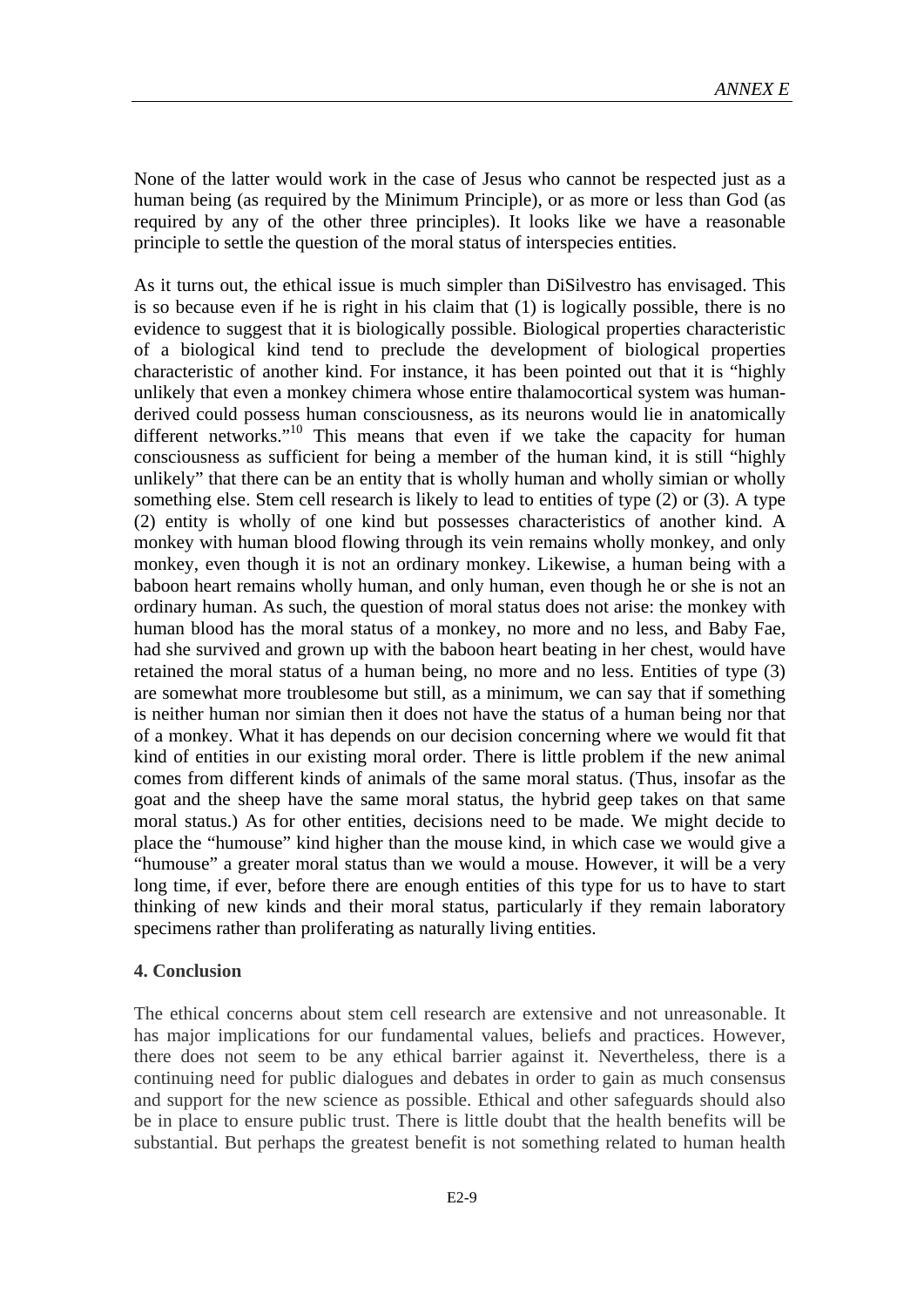None of the latter would work in the case of Jesus who cannot be respected just as a human being (as required by the Minimum Principle), or as more or less than God (as required by any of the other three principles). It looks like we have a reasonable principle to settle the question of the moral status of interspecies entities.

As it turns out, the ethical issue is much simpler than DiSilvestro has envisaged. This is so because even if he is right in his claim that (1) is logically possible, there is no evidence to suggest that it is biologically possible. Biological properties characteristic of a biological kind tend to preclude the development of biological properties characteristic of another kind. For instance, it has been pointed out that it is "highly unlikely that even a monkey chimera whose entire thalamocortical system was human-derived could possess human consciousness, as its neurons would lie in anatomically different networks."[10] This means that even if we take the capacity for human consciousness as sufficient for being a member of the human kind, it is still "highly unlikely" that there can be an entity that is wholly human and wholly simian or wholly something else. Stem cell research is likely to lead to entities of type (2) or (3). A type (2) entity is wholly of one kind but possesses characteristics of another kind. A monkey with human blood flowing through its vein remains wholly monkey, and only monkey, even though it is not an ordinary monkey. Likewise, a human being with a baboon heart remains wholly human, and only human, even though he or she is not an ordinary human. As such, the question of moral status does not arise: the monkey with human blood has the moral status of a monkey, no more and no less, and Baby Fae, had she survived and grown up with the baboon heart beating in her chest, would have retained the moral status of a human being, no more and no less. Entities of type (3) are somewhat more troublesome but still, as a minimum, we can say that if something is neither human nor simian then it does not have the status of a human being nor that of a monkey. What it has depends on our decision concerning where we would fit that kind of entities in our existing moral order. There is little problem if the new animal comes from different kinds of animals of the same moral status. (Thus, insofar as the goat and the sheep have the same moral status, the hybrid geep takes on that same moral status.) As for other entities, decisions need to be made. We might decide to place the "humouse" kind higher than the mouse kind, in which case we would give a "humouse" a greater moral status than we would a mouse. However, it will be a very long time, if ever, before there are enough entities of this type for us to have to start thinking of new kinds and their moral status, particularly if they remain laboratory specimens rather than proliferating as naturally living entities.

### 4. Conclusion

The ethical concerns about stem cell research are extensive and not unreasonable. It has major implications for our fundamental values, beliefs and practices. However, there does not seem to be any ethical barrier against it. Nevertheless, there is a continuing need for public dialogues and debates in order to gain as much consensus and support for the new science as possible. Ethical and other safeguards should also be in place to ensure public trust. There is little doubt that the health benefits will be substantial. But perhaps the greatest benefit is not something related to human health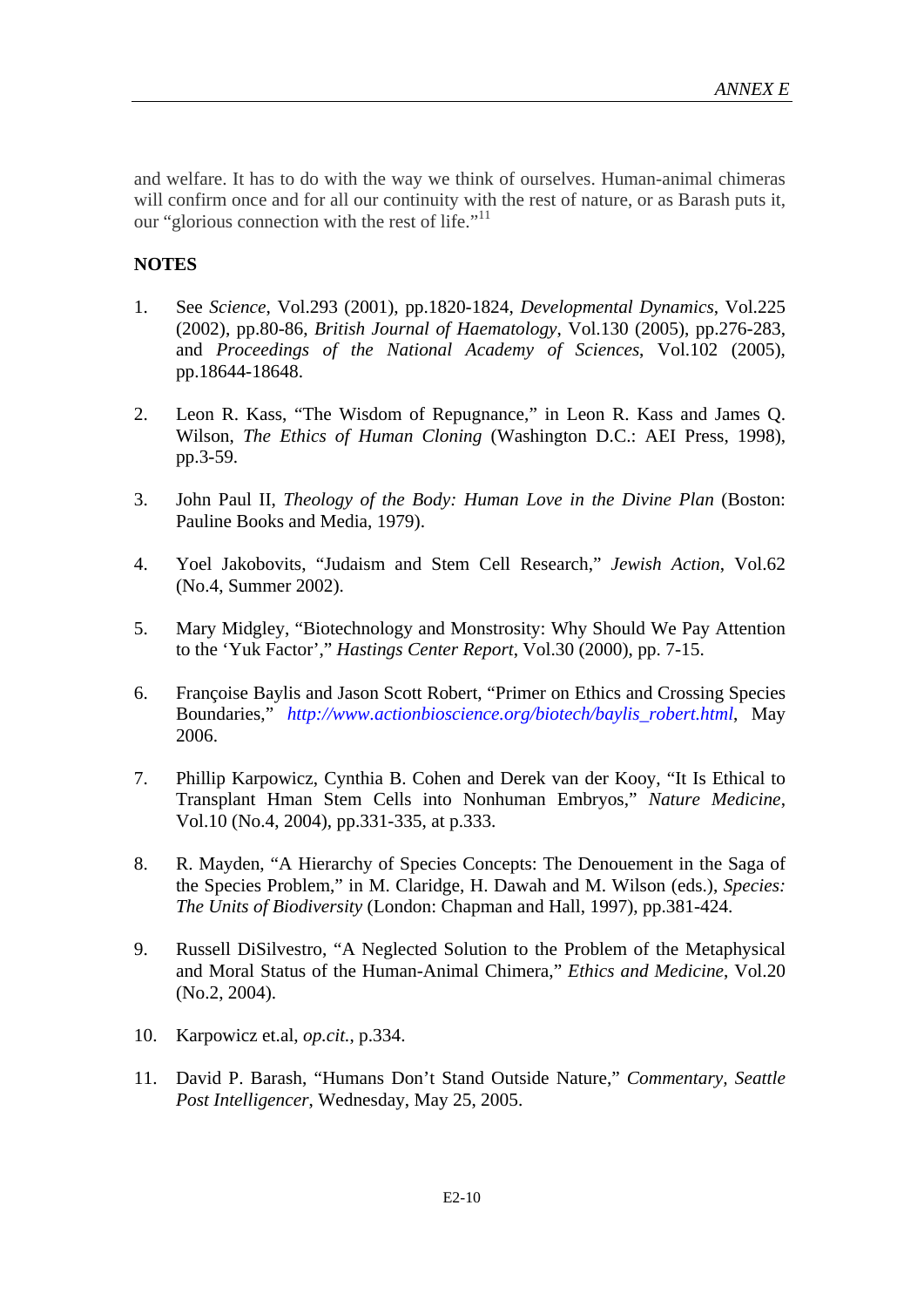and welfare. It has to do with the way we think of ourselves. Human-animal chimeras will confirm once and for all our continuity with the rest of nature, or as Barash puts it, our "glorious connection with the rest of life."[11]

**NOTES**

1. See *Science*, Vol.293 (2001), pp.1820-1824, *Developmental Dynamics*, Vol.225 (2002), pp.80-86, *British Journal of Haematology*, Vol.130 (2005), pp.276-283, and *Proceedings of the National Academy of Sciences*, Vol.102 (2005), pp.18644-18648.

2. Leon R. Kass, "The Wisdom of Repugnance," in Leon R. Kass and James Q. Wilson, *The Ethics of Human Cloning* (Washington D.C.: AEI Press, 1998), pp.3-59.

3. John Paul II, *Theology of the Body: Human Love in the Divine Plan* (Boston: Pauline Books and Media, 1979).

4. Yoel Jakobovits, "Judaism and Stem Cell Research," *Jewish Action*, Vol.62 (No.4, Summer 2002).

5. Mary Midgley, "Biotechnology and Monstrosity: Why Should We Pay Attention to the 'Yuk Factor'," *Hastings Center Report*, Vol.30 (2000), pp. 7-15.

6. Françoise Baylis and Jason Scott Robert, "Primer on Ethics and Crossing Species Boundaries," *http://www.actionbioscience.org/biotech/baylis_robert.html*, May 2006.

7. Phillip Karpowicz, Cynthia B. Cohen and Derek van der Kooy, "It Is Ethical to Transplant Hman Stem Cells into Nonhuman Embryos," *Nature Medicine*, Vol.10 (No.4, 2004), pp.331-335, at p.333.

8. R. Mayden, "A Hierarchy of Species Concepts: The Denouement in the Saga of the Species Problem," in M. Claridge, H. Dawah and M. Wilson (eds.), *Species: The Units of Biodiversity* (London: Chapman and Hall, 1997), pp.381-424.

9. Russell DiSilvestro, "A Neglected Solution to the Problem of the Metaphysical and Moral Status of the Human-Animal Chimera," *Ethics and Medicine*, Vol.20 (No.2, 2004).

10. Karpowicz et.al, *op.cit.*, p.334.

11. David P. Barash, "Humans Don't Stand Outside Nature," *Commentary*, *Seattle Post Intelligencer*, Wednesday, May 25, 2005.